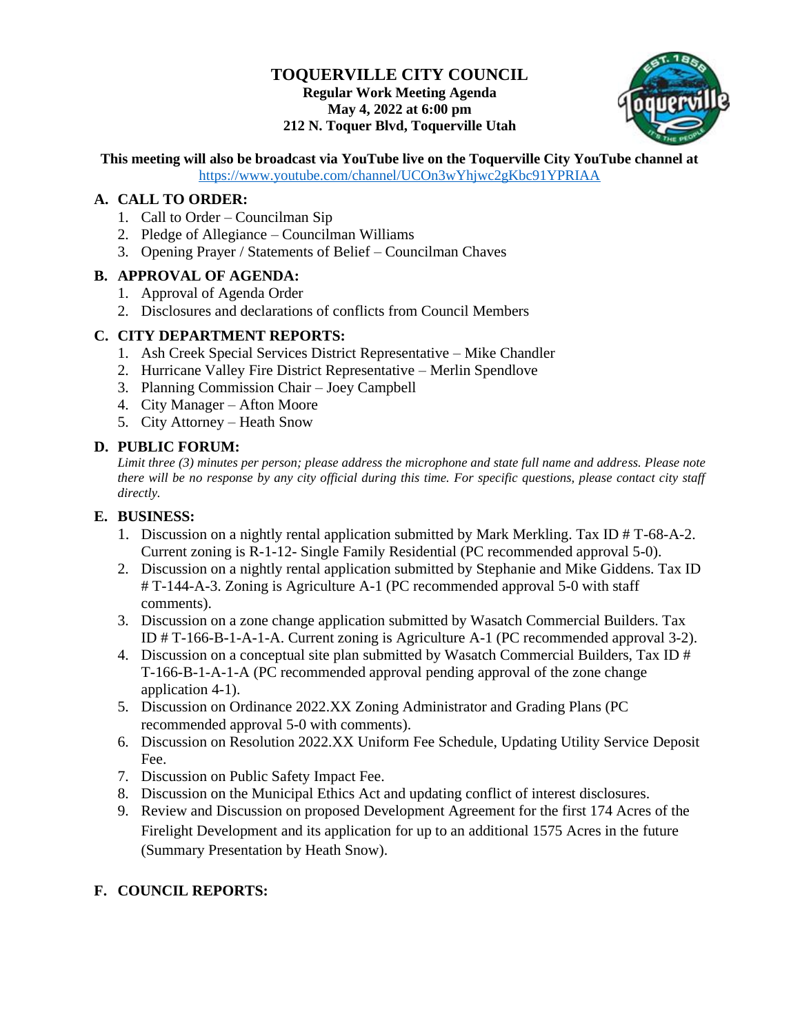# TOQUERVILLE CITY COUNCIL

**Regular Work Meeting Agenda**
**May 4, 2022 at 6:00 pm**
**212 N. Toquer Blvd, Toquerville Utah**

**This meeting will also be broadcast via YouTube live on the Toquerville City YouTube channel at** https://www.youtube.com/channel/UCOn3wYhjwc2gKbc91YPRIAA

## A. CALL TO ORDER:

1. Call to Order – Councilman Sip
2. Pledge of Allegiance – Councilman Williams
3. Opening Prayer / Statements of Belief – Councilman Chaves

## B. APPROVAL OF AGENDA:

1. Approval of Agenda Order
2. Disclosures and declarations of conflicts from Council Members

## C. CITY DEPARTMENT REPORTS:

1. Ash Creek Special Services District Representative – Mike Chandler
2. Hurricane Valley Fire District Representative – Merlin Spendlove
3. Planning Commission Chair – Joey Campbell
4. City Manager – Afton Moore
5. City Attorney – Heath Snow

## D. PUBLIC FORUM:

*Limit three (3) minutes per person; please address the microphone and state full name and address. Please note there will be no response by any city official during this time. For specific questions, please contact city staff directly.*

## E. BUSINESS:

1. Discussion on a nightly rental application submitted by Mark Merkling. Tax ID # T-68-A-2. Current zoning is R-1-12- Single Family Residential (PC recommended approval 5-0).
2. Discussion on a nightly rental application submitted by Stephanie and Mike Giddens. Tax ID # T-144-A-3. Zoning is Agriculture A-1 (PC recommended approval 5-0 with staff comments).
3. Discussion on a zone change application submitted by Wasatch Commercial Builders. Tax ID # T-166-B-1-A-1-A. Current zoning is Agriculture A-1 (PC recommended approval 3-2).
4. Discussion on a conceptual site plan submitted by Wasatch Commercial Builders, Tax ID # T-166-B-1-A-1-A (PC recommended approval pending approval of the zone change application 4-1).
5. Discussion on Ordinance 2022.XX Zoning Administrator and Grading Plans (PC recommended approval 5-0 with comments).
6. Discussion on Resolution 2022.XX Uniform Fee Schedule, Updating Utility Service Deposit Fee.
7. Discussion on Public Safety Impact Fee.
8. Discussion on the Municipal Ethics Act and updating conflict of interest disclosures.
9. Review and Discussion on proposed Development Agreement for the first 174 Acres of the Firelight Development and its application for up to an additional 1575 Acres in the future (Summary Presentation by Heath Snow).

## F. COUNCIL REPORTS: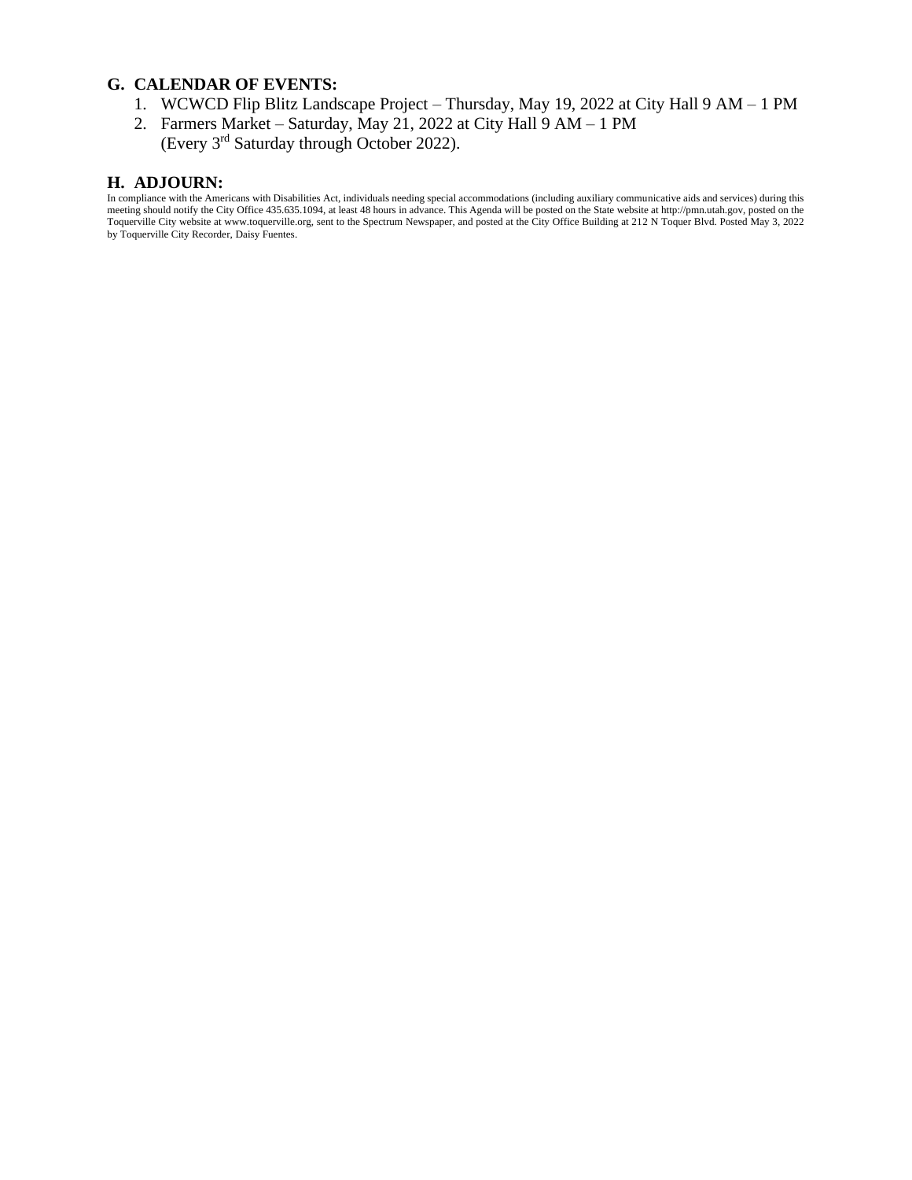## G. CALENDAR OF EVENTS:

1. WCWCD Flip Blitz Landscape Project – Thursday, May 19, 2022 at City Hall 9 AM – 1 PM
2. Farmers Market – Saturday, May 21, 2022 at City Hall 9 AM – 1 PM
   (Every 3rd Saturday through October 2022).

## H. ADJOURN:

In compliance with the Americans with Disabilities Act, individuals needing special accommodations (including auxiliary communicative aids and services) during this meeting should notify the City Office 435.635.1094, at least 48 hours in advance. This Agenda will be posted on the State website at http://pmn.utah.gov, posted on the Toquerville City website at www.toquerville.org, sent to the Spectrum Newspaper, and posted at the City Office Building at 212 N Toquer Blvd. Posted May 3, 2022 by Toquerville City Recorder, Daisy Fuentes.